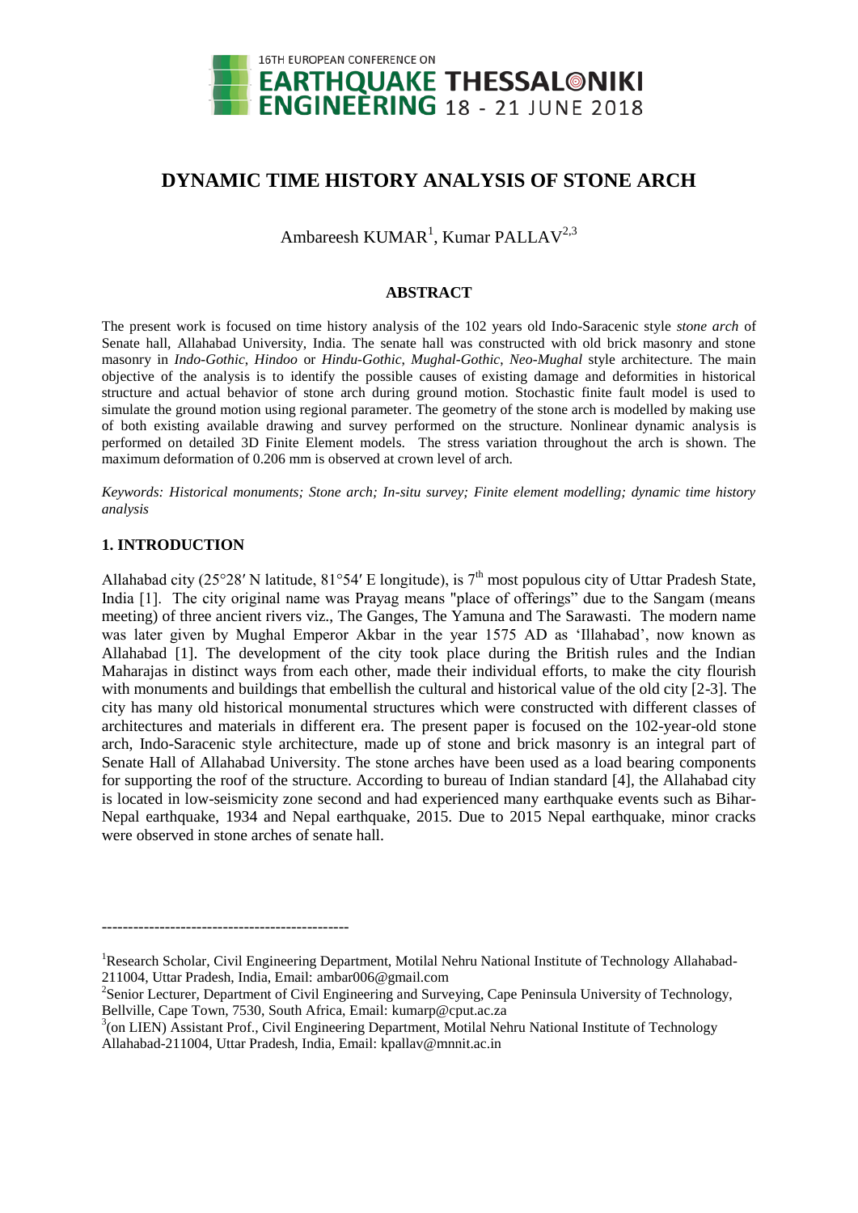# DYNAMIC TIME HISTORY ANALYSIS OF STONE ARCH

Ambareesh KUMAR[1], Kumar PALLAV[2,3]

## ABSTRACT

The present work is focused on time history analysis of the 102 years old Indo-Saracenic style *stone arch* of Senate hall, Allahabad University, India. The senate hall was constructed with old brick masonry and stone masonry in *Indo-Gothic*, *Hindoo* or *Hindu-Gothic*, *Mughal-Gothic*, *Neo-Mughal* style architecture. The main objective of the analysis is to identify the possible causes of existing damage and deformities in historical structure and actual behavior of stone arch during ground motion. Stochastic finite fault model is used to simulate the ground motion using regional parameter. The geometry of the stone arch is modelled by making use of both existing available drawing and survey performed on the structure. Nonlinear dynamic analysis is performed on detailed 3D Finite Element models. The stress variation throughout the arch is shown. The maximum deformation of 0.206 mm is observed at crown level of arch.

*Keywords: Historical monuments; Stone arch; In-situ survey; Finite element modelling; dynamic time history analysis*

## 1. INTRODUCTION

Allahabad city (25°28′ N latitude, 81°54′ E longitude), is 7th most populous city of Uttar Pradesh State, India [1]. The city original name was Prayag means "place of offerings" due to the Sangam (means meeting) of three ancient rivers viz., The Ganges, The Yamuna and The Sarawasti. The modern name was later given by Mughal Emperor Akbar in the year 1575 AD as 'Illahabad', now known as Allahabad [1]. The development of the city took place during the British rules and the Indian Maharajas in distinct ways from each other, made their individual efforts, to make the city flourish with monuments and buildings that embellish the cultural and historical value of the old city [2-3]. The city has many old historical monumental structures which were constructed with different classes of architectures and materials in different era. The present paper is focused on the 102-year-old stone arch, Indo-Saracenic style architecture, made up of stone and brick masonry is an integral part of Senate Hall of Allahabad University. The stone arches have been used as a load bearing components for supporting the roof of the structure. According to bureau of Indian standard [4], the Allahabad city is located in low-seismicity zone second and had experienced many earthquake events such as Bihar-Nepal earthquake, 1934 and Nepal earthquake, 2015. Due to 2015 Nepal earthquake, minor cracks were observed in stone arches of senate hall.

---

[1]Research Scholar, Civil Engineering Department, Motilal Nehru National Institute of Technology Allahabad-211004, Uttar Pradesh, India, Email: ambar006@gmail.com

[2]Senior Lecturer, Department of Civil Engineering and Surveying, Cape Peninsula University of Technology, Bellville, Cape Town, 7530, South Africa, Email: kumarp@cput.ac.za

[3](on LIEN) Assistant Prof., Civil Engineering Department, Motilal Nehru National Institute of Technology Allahabad-211004, Uttar Pradesh, India, Email: kpallav@mnnit.ac.in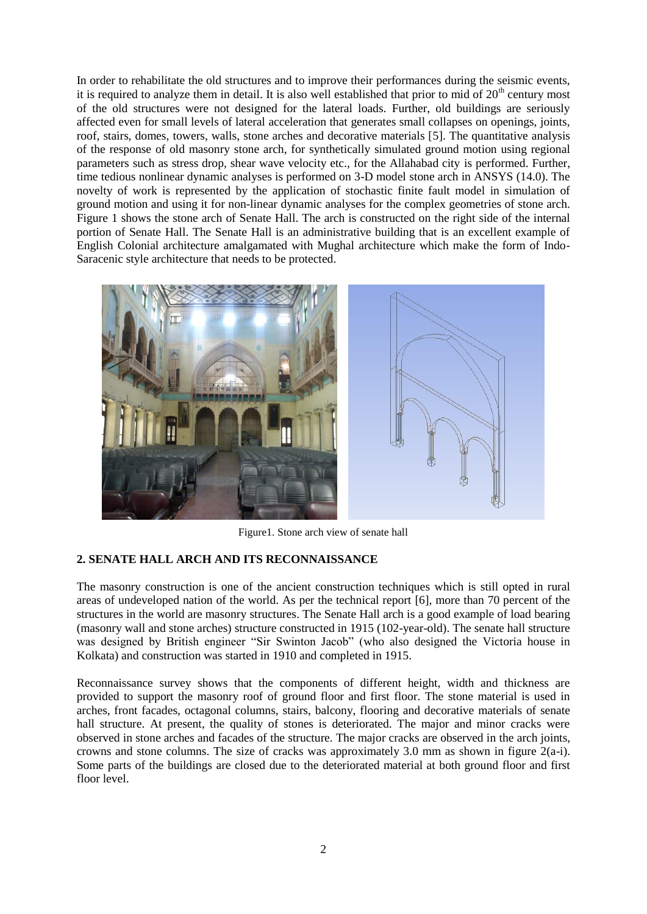In order to rehabilitate the old structures and to improve their performances during the seismic events, it is required to analyze them in detail. It is also well established that prior to mid of 20th century most of the old structures were not designed for the lateral loads. Further, old buildings are seriously affected even for small levels of lateral acceleration that generates small collapses on openings, joints, roof, stairs, domes, towers, walls, stone arches and decorative materials [5]. The quantitative analysis of the response of old masonry stone arch, for synthetically simulated ground motion using regional parameters such as stress drop, shear wave velocity etc., for the Allahabad city is performed. Further, time tedious nonlinear dynamic analyses is performed on 3-D model stone arch in ANSYS (14.0). The novelty of work is represented by the application of stochastic finite fault model in simulation of ground motion and using it for non-linear dynamic analyses for the complex geometries of stone arch. Figure 1 shows the stone arch of Senate Hall. The arch is constructed on the right side of the internal portion of Senate Hall. The Senate Hall is an administrative building that is an excellent example of English Colonial architecture amalgamated with Mughal architecture which make the form of Indo-Saracenic style architecture that needs to be protected.

Figure1. Stone arch view of senate hall

## 2. SENATE HALL ARCH AND ITS RECONNAISSANCE

The masonry construction is one of the ancient construction techniques which is still opted in rural areas of undeveloped nation of the world. As per the technical report [6], more than 70 percent of the structures in the world are masonry structures. The Senate Hall arch is a good example of load bearing (masonry wall and stone arches) structure constructed in 1915 (102-year-old). The senate hall structure was designed by British engineer "Sir Swinton Jacob" (who also designed the Victoria house in Kolkata) and construction was started in 1910 and completed in 1915.

Reconnaissance survey shows that the components of different height, width and thickness are provided to support the masonry roof of ground floor and first floor. The stone material is used in arches, front facades, octagonal columns, stairs, balcony, flooring and decorative materials of senate hall structure. At present, the quality of stones is deteriorated. The major and minor cracks were observed in stone arches and facades of the structure. The major cracks are observed in the arch joints, crowns and stone columns. The size of cracks was approximately 3.0 mm as shown in figure 2(a-i). Some parts of the buildings are closed due to the deteriorated material at both ground floor and first floor level.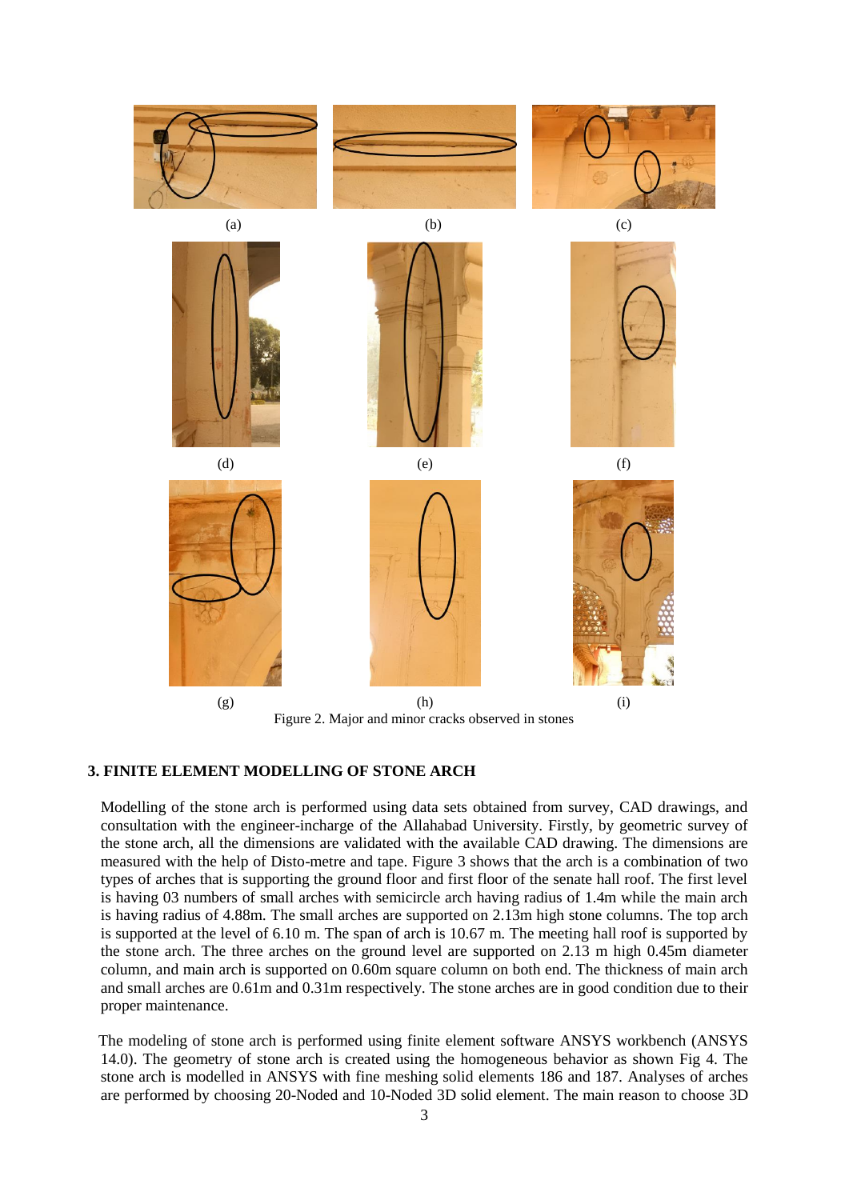(a)

(b)

(c)

(d)

(e)

(f)

(g)

(h)

(i)

Figure 2. Major and minor cracks observed in stones

## 3. FINITE ELEMENT MODELLING OF STONE ARCH

Modelling of the stone arch is performed using data sets obtained from survey, CAD drawings, and consultation with the engineer-incharge of the Allahabad University. Firstly, by geometric survey of the stone arch, all the dimensions are validated with the available CAD drawing. The dimensions are measured with the help of Disto-metre and tape. Figure 3 shows that the arch is a combination of two types of arches that is supporting the ground floor and first floor of the senate hall roof. The first level is having 03 numbers of small arches with semicircle arch having radius of 1.4m while the main arch is having radius of 4.88m. The small arches are supported on 2.13m high stone columns. The top arch is supported at the level of 6.10 m. The span of arch is 10.67 m. The meeting hall roof is supported by the stone arch. The three arches on the ground level are supported on 2.13 m high 0.45m diameter column, and main arch is supported on 0.60m square column on both end. The thickness of main arch and small arches are 0.61m and 0.31m respectively. The stone arches are in good condition due to their proper maintenance.

The modeling of stone arch is performed using finite element software ANSYS workbench (ANSYS 14.0). The geometry of stone arch is created using the homogeneous behavior as shown Fig 4. The stone arch is modelled in ANSYS with fine meshing solid elements 186 and 187. Analyses of arches are performed by choosing 20-Noded and 10-Noded 3D solid element. The main reason to choose 3D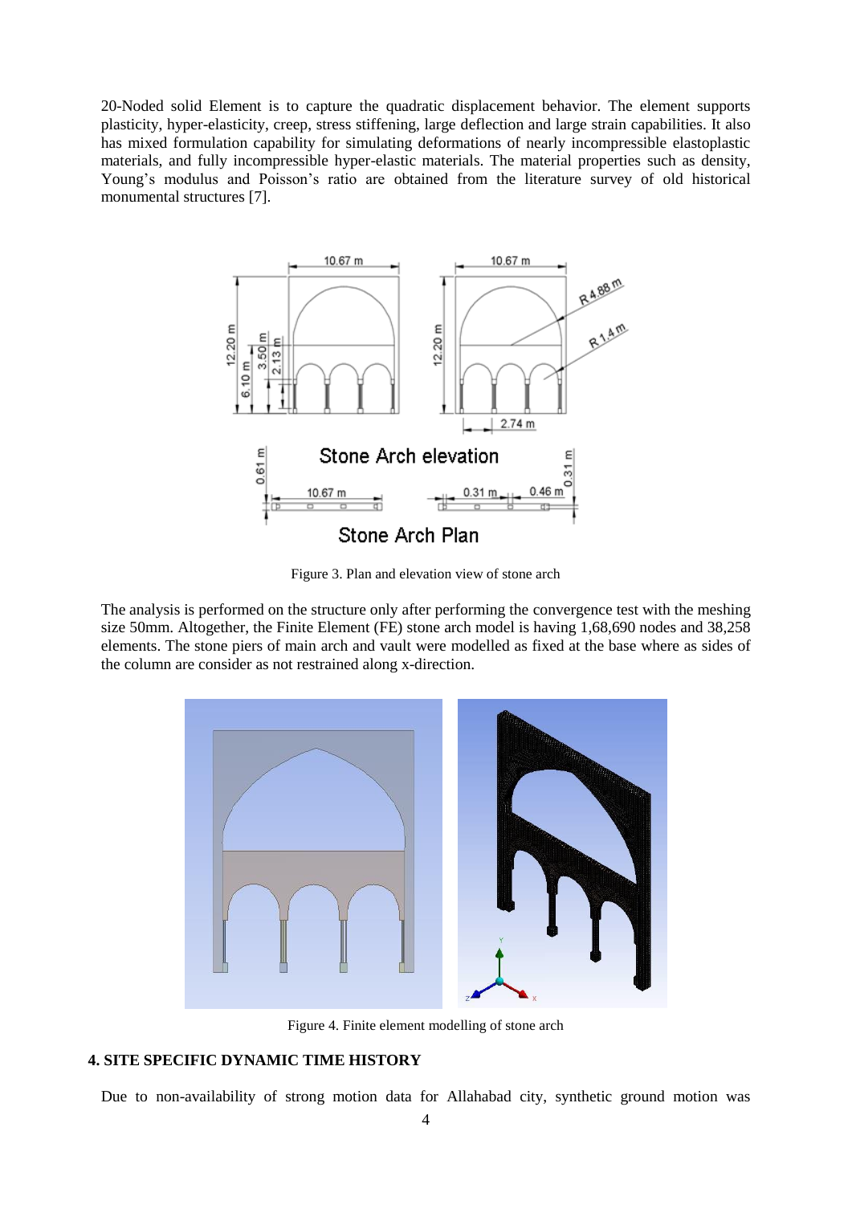20-Noded solid Element is to capture the quadratic displacement behavior. The element supports plasticity, hyper-elasticity, creep, stress stiffening, large deflection and large strain capabilities. It also has mixed formulation capability for simulating deformations of nearly incompressible elastoplastic materials, and fully incompressible hyper-elastic materials. The material properties such as density, Young's modulus and Poisson's ratio are obtained from the literature survey of old historical monumental structures [7].

10.67 m
10.67 m
12.20 m
6.10 m
3.50 m
2.13 m
12.20 m
R 4.88 m
R 1.4 m
2.74 m
Stone Arch elevation
0.61 m
10.67 m
0.31 m
0.46 m
0.31 m
Stone Arch Plan

Figure 3. Plan and elevation view of stone arch

The analysis is performed on the structure only after performing the convergence test with the meshing size 50mm. Altogether, the Finite Element (FE) stone arch model is having 1,68,690 nodes and 38,258 elements. The stone piers of main arch and vault were modelled as fixed at the base where as sides of the column are consider as not restrained along x-direction.

Y
Z
X

Figure 4. Finite element modelling of stone arch

## 4. SITE SPECIFIC DYNAMIC TIME HISTORY

Due to non-availability of strong motion data for Allahabad city, synthetic ground motion was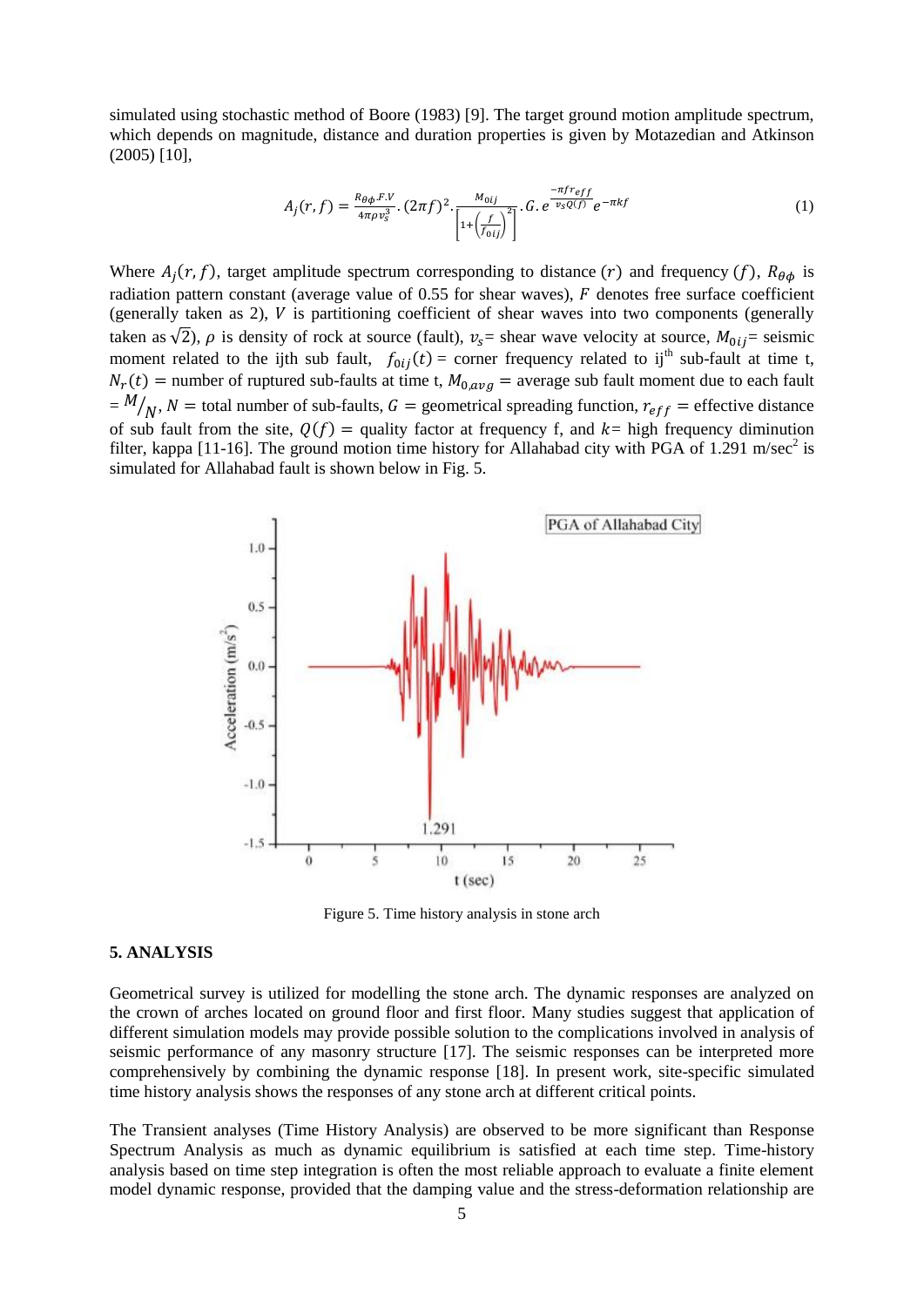simulated using stochastic method of Boore (1983) [9]. The target ground motion amplitude spectrum, which depends on magnitude, distance and duration properties is given by Motazedian and Atkinson (2005) [10],

$$A_j(r,f) = \frac{R_{\theta\phi}.F.V}{4\pi\rho v_s^3}.(2\pi f)^2.\frac{M_{0ij}}{\left[1+\left(\frac{f}{f_{0ij}}\right)^2\right]}.G.e^{\frac{-\pi f r_{eff}}{v_S Q(f)}}e^{-\pi k f} \tag{1}$$

Where $A_j(r,f)$, target amplitude spectrum corresponding to distance $(r)$ and frequency $(f)$, $R_{\theta\phi}$ is radiation pattern constant (average value of 0.55 for shear waves), $F$ denotes free surface coefficient (generally taken as 2), $V$ is partitioning coefficient of shear waves into two components (generally taken as $\sqrt{2}$), $\rho$ is density of rock at source (fault), $v_s$= shear wave velocity at source, $M_{0ij}$= seismic moment related to the ijth sub fault, $f_{0ij}(t)$ = corner frequency related to ij[th] sub-fault at time t, $N_r(t)$ = number of ruptured sub-faults at time t, $M_{0,avg}$ = average sub fault moment due to each fault $= M/_N$, $N$ = total number of sub-faults, $G$ = geometrical spreading function, $r_{eff}$ = effective distance of sub fault from the site, $Q(f)$ = quality factor at frequency f, and $k$= high frequency diminution filter, kappa [11-16]. The ground motion time history for Allahabad city with PGA of 1.291 m/sec$^2$ is simulated for Allahabad fault is shown below in Fig. 5.

PGA of Allahabad City

Acceleration (m/s$^2$)

1.291

t (sec)

Figure 5. Time history analysis in stone arch

## 5. ANALYSIS

Geometrical survey is utilized for modelling the stone arch. The dynamic responses are analyzed on the crown of arches located on ground floor and first floor. Many studies suggest that application of different simulation models may provide possible solution to the complications involved in analysis of seismic performance of any masonry structure [17]. The seismic responses can be interpreted more comprehensively by combining the dynamic response [18]. In present work, site-specific simulated time history analysis shows the responses of any stone arch at different critical points.

The Transient analyses (Time History Analysis) are observed to be more significant than Response Spectrum Analysis as much as dynamic equilibrium is satisfied at each time step. Time-history analysis based on time step integration is often the most reliable approach to evaluate a finite element model dynamic response, provided that the damping value and the stress-deformation relationship are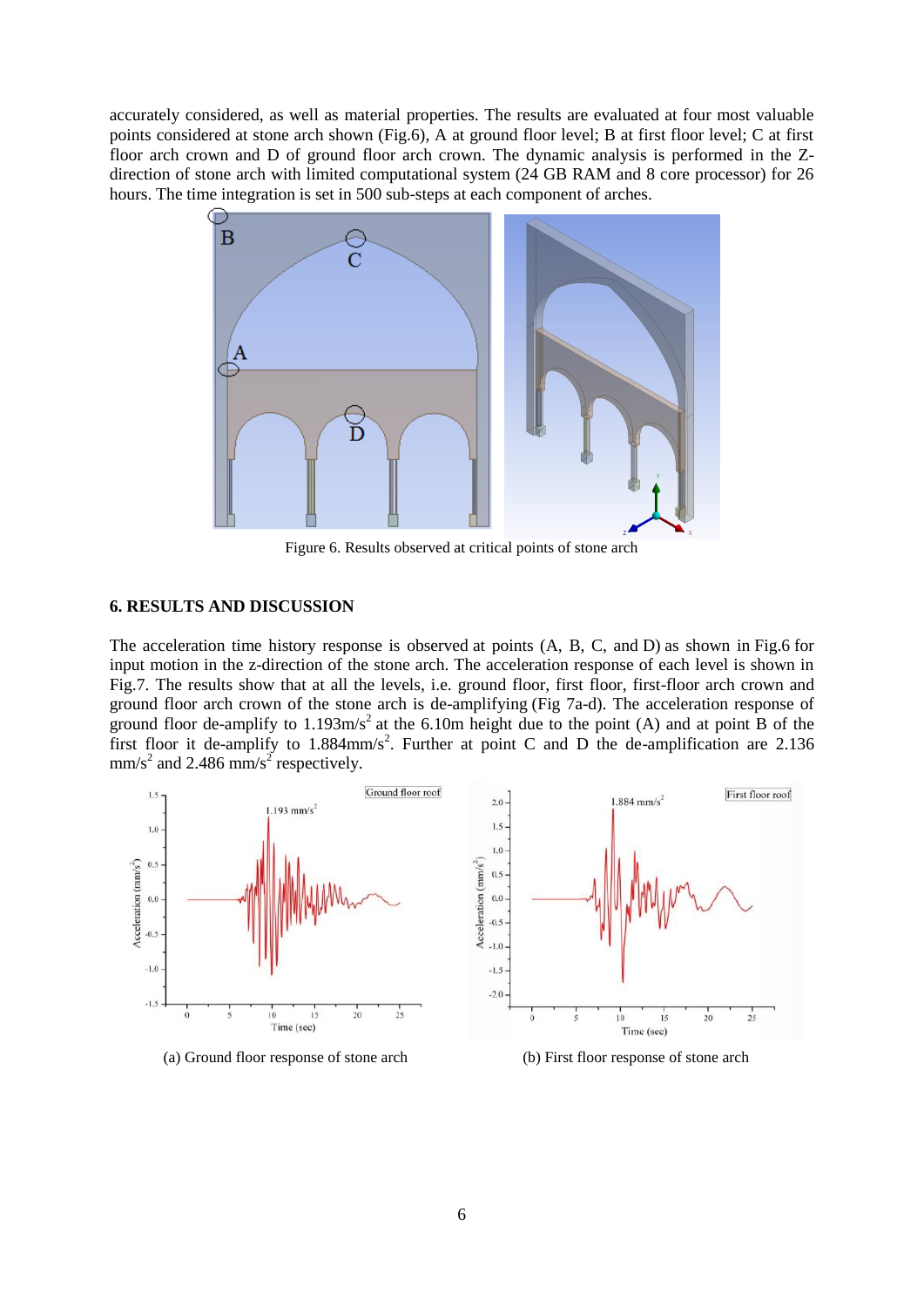accurately considered, as well as material properties. The results are evaluated at four most valuable points considered at stone arch shown (Fig.6), A at ground floor level; B at first floor level; C at first floor arch crown and D of ground floor arch crown. The dynamic analysis is performed in the Z-direction of stone arch with limited computational system (24 GB RAM and 8 core processor) for 26 hours. The time integration is set in 500 sub-steps at each component of arches.

B

C

A

D

Figure 6. Results observed at critical points of stone arch

## 6. RESULTS AND DISCUSSION

The acceleration time history response is observed at points (A, B, C, and D) as shown in Fig.6 for input motion in the z-direction of the stone arch. The acceleration response of each level is shown in Fig.7. The results show that at all the levels, i.e. ground floor, first floor, first-floor arch crown and ground floor arch crown of the stone arch is de-amplifying (Fig 7a-d). The acceleration response of ground floor de-amplify to 1.193m/s$^2$ at the 6.10m height due to the point (A) and at point B of the first floor it de-amplify to 1.884mm/s$^2$. Further at point C and D the de-amplification are 2.136 mm/s$^2$ and 2.486 mm/s$^2$ respectively.

Ground floor roof

1.193 mm/s$^2$

Acceleration (mm/s$^2$)

Time (sec)

(a) Ground floor response of stone arch

First floor roof

1.884 mm/s$^2$

Acceleration (mm/s$^2$)

Time (sec)

(b) First floor response of stone arch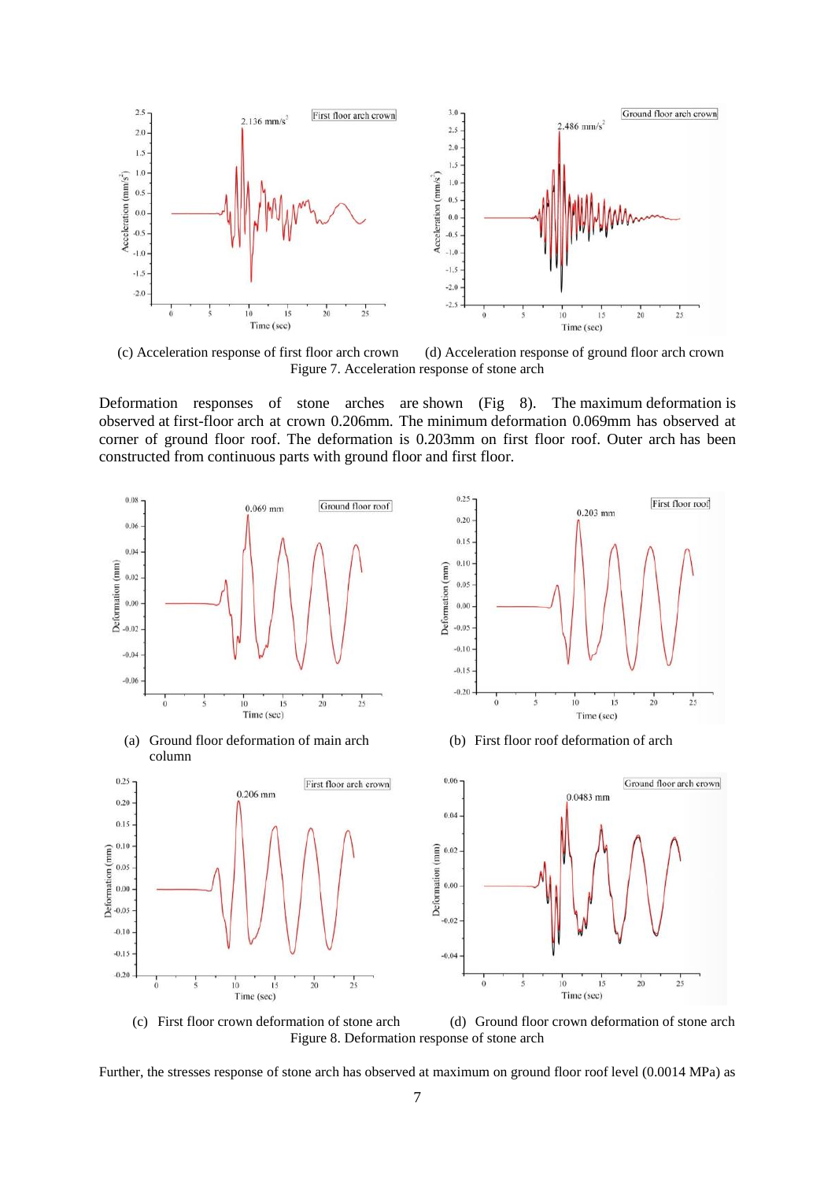2.136 mm/s$^2$

First floor arch crown

Acceleration (mm/s$^2$)

Time (sec)

2.486 mm/s$^2$

Ground floor arch crown

Acceleration (mm/s$^2$)

Time (sec)

(c) Acceleration response of first floor arch crown (d) Acceleration response of ground floor arch crown

Figure 7. Acceleration response of stone arch

Deformation responses of stone arches are shown (Fig 8). The maximum deformation is observed at first-floor arch at crown 0.206mm. The minimum deformation 0.069mm has observed at corner of ground floor roof. The deformation is 0.203mm on first floor roof. Outer arch has been constructed from continuous parts with ground floor and first floor.

0.069 mm

Ground floor roof

Deformation (mm)

Time (sec)

0.203 mm

First floor roof

Deformation (mm)

Time (sec)

(a) Ground floor deformation of main arch column

(b) First floor roof deformation of arch

0.206 mm

First floor arch crown

Deformation (mm)

Time (sec)

0.0483 mm

Ground floor arch crown

Deformation (mm)

Time (sec)

(c) First floor crown deformation of stone arch

(d) Ground floor crown deformation of stone arch

Figure 8. Deformation response of stone arch

Further, the stresses response of stone arch has observed at maximum on ground floor roof level (0.0014 MPa) as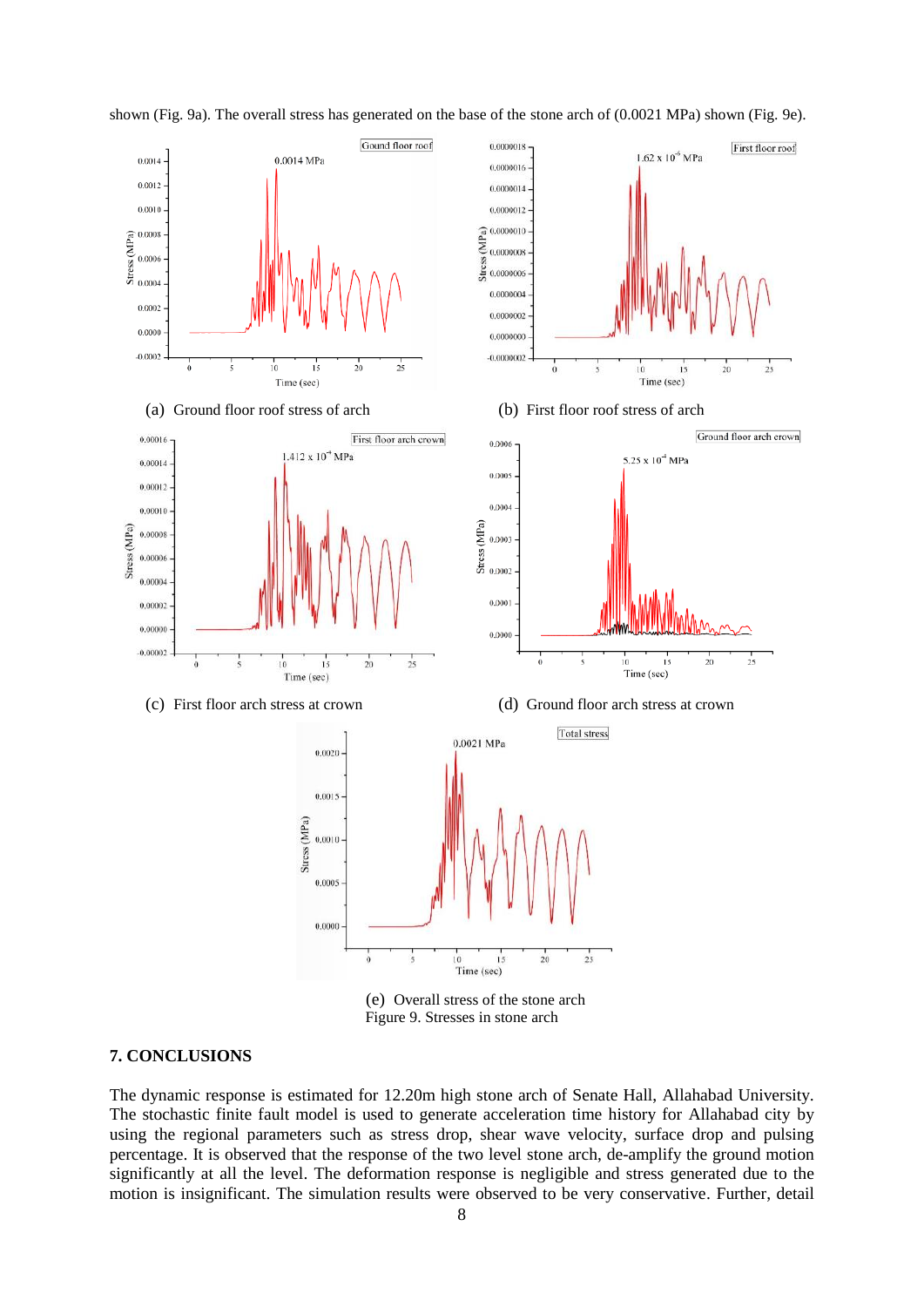shown (Fig. 9a). The overall stress has generated on the base of the stone arch of (0.0021 MPa) shown (Fig. 9e).

Gound floor roof

0.0014 MPa

Stress (MPa)

Time (sec)

(a) Ground floor roof stress of arch

First floor roof

$1.62 \times 10^{-6}$ MPa

Stress (MPa)

Time (sec)

(b) First floor roof stress of arch

First floor arch crown

$1.412 \times 10^{-4}$ MPa

Stress (MPa)

Time (sec)

(c) First floor arch stress at crown

Ground floor arch crown

$5.25 \times 10^{-4}$ MPa

Stress (MPa)

Time (sec)

(d) Ground floor arch stress at crown

Total stress

0.0021 MPa

Stress (MPa)

Time (sec)

(e) Overall stress of the stone arch

Figure 9. Stresses in stone arch

## 7. CONCLUSIONS

The dynamic response is estimated for 12.20m high stone arch of Senate Hall, Allahabad University. The stochastic finite fault model is used to generate acceleration time history for Allahabad city by using the regional parameters such as stress drop, shear wave velocity, surface drop and pulsing percentage. It is observed that the response of the two level stone arch, de-amplify the ground motion significantly at all the level. The deformation response is negligible and stress generated due to the motion is insignificant. The simulation results were observed to be very conservative. Further, detail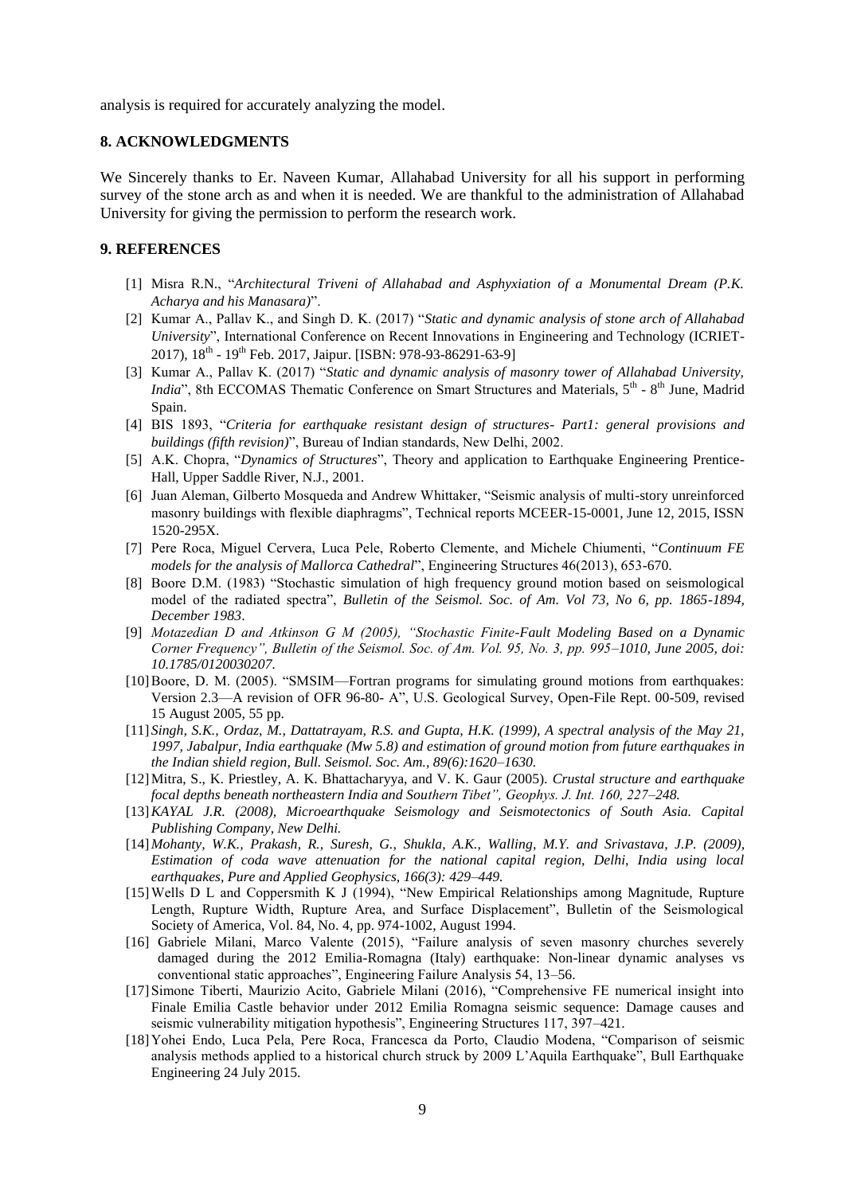analysis is required for accurately analyzing the model.

## 8. ACKNOWLEDGMENTS

We Sincerely thanks to Er. Naveen Kumar, Allahabad University for all his support in performing survey of the stone arch as and when it is needed. We are thankful to the administration of Allahabad University for giving the permission to perform the research work.

## 9. REFERENCES

[1] Misra R.N., "*Architectural Triveni of Allahabad and Asphyxiation of a Monumental Dream (P.K. Acharya and his Manasara)*".

[2] Kumar A., Pallav K., and Singh D. K. (2017) "*Static and dynamic analysis of stone arch of Allahabad University*", International Conference on Recent Innovations in Engineering and Technology (ICRIET-2017), 18th - 19th Feb. 2017, Jaipur. [ISBN: 978-93-86291-63-9]

[3] Kumar A., Pallav K. (2017) "*Static and dynamic analysis of masonry tower of Allahabad University, India*", 8th ECCOMAS Thematic Conference on Smart Structures and Materials, 5th - 8th June, Madrid Spain.

[4] BIS 1893, "*Criteria for earthquake resistant design of structures- Part1: general provisions and buildings (fifth revision)*", Bureau of Indian standards, New Delhi, 2002.

[5] A.K. Chopra, "*Dynamics of Structures*", Theory and application to Earthquake Engineering Prentice-Hall, Upper Saddle River, N.J., 2001.

[6] Juan Aleman, Gilberto Mosqueda and Andrew Whittaker, "Seismic analysis of multi-story unreinforced masonry buildings with flexible diaphragms", Technical reports MCEER-15-0001, June 12, 2015, ISSN 1520-295X.

[7] Pere Roca, Miguel Cervera, Luca Pele, Roberto Clemente, and Michele Chiumenti, "*Continuum FE models for the analysis of Mallorca Cathedral*", Engineering Structures 46(2013), 653-670.

[8] Boore D.M. (1983) "Stochastic simulation of high frequency ground motion based on seismological model of the radiated spectra", *Bulletin of the Seismol. Soc. of Am. Vol 73, No 6, pp. 1865-1894, December 1983*.

[9] *Motazedian D and Atkinson G M (2005), "Stochastic Finite-Fault Modeling Based on a Dynamic Corner Frequency", Bulletin of the Seismol. Soc. of Am. Vol. 95, No. 3, pp. 995–1010, June 2005, doi: 10.1785/0120030207.*

[10] Boore, D. M. (2005). "SMSIM—Fortran programs for simulating ground motions from earthquakes: Version 2.3—A revision of OFR 96-80- A", U.S. Geological Survey, Open-File Rept. 00-509, revised 15 August 2005, 55 pp.

[11] *Singh, S.K., Ordaz, M., Dattatrayam, R.S. and Gupta, H.K. (1999), A spectral analysis of the May 21, 1997, Jabalpur, India earthquake (Mw 5.8) and estimation of ground motion from future earthquakes in the Indian shield region, Bull. Seismol. Soc. Am., 89(6):1620–1630.*

[12] Mitra, S., K. Priestley, A. K. Bhattacharyya, and V. K. Gaur (2005). *Crustal structure and earthquake focal depths beneath northeastern India and Southern Tibet", Geophys. J. Int. 160, 227–248.*

[13] *KAYAL J.R. (2008), Microearthquake Seismology and Seismotectonics of South Asia. Capital Publishing Company, New Delhi.*

[14] *Mohanty, W.K., Prakash, R., Suresh, G., Shukla, A.K., Walling, M.Y. and Srivastava, J.P. (2009), Estimation of coda wave attenuation for the national capital region, Delhi, India using local earthquakes, Pure and Applied Geophysics, 166(3): 429–449.*

[15] Wells D L and Coppersmith K J (1994), "New Empirical Relationships among Magnitude, Rupture Length, Rupture Width, Rupture Area, and Surface Displacement", Bulletin of the Seismological Society of America, Vol. 84, No. 4, pp. 974-1002, August 1994.

[16] Gabriele Milani, Marco Valente (2015), "Failure analysis of seven masonry churches severely damaged during the 2012 Emilia-Romagna (Italy) earthquake: Non-linear dynamic analyses vs conventional static approaches", Engineering Failure Analysis 54, 13–56.

[17] Simone Tiberti, Maurizio Acito, Gabriele Milani (2016), "Comprehensive FE numerical insight into Finale Emilia Castle behavior under 2012 Emilia Romagna seismic sequence: Damage causes and seismic vulnerability mitigation hypothesis", Engineering Structures 117, 397–421.

[18] Yohei Endo, Luca Pela, Pere Roca, Francesca da Porto, Claudio Modena, "Comparison of seismic analysis methods applied to a historical church struck by 2009 L'Aquila Earthquake", Bull Earthquake Engineering 24 July 2015.